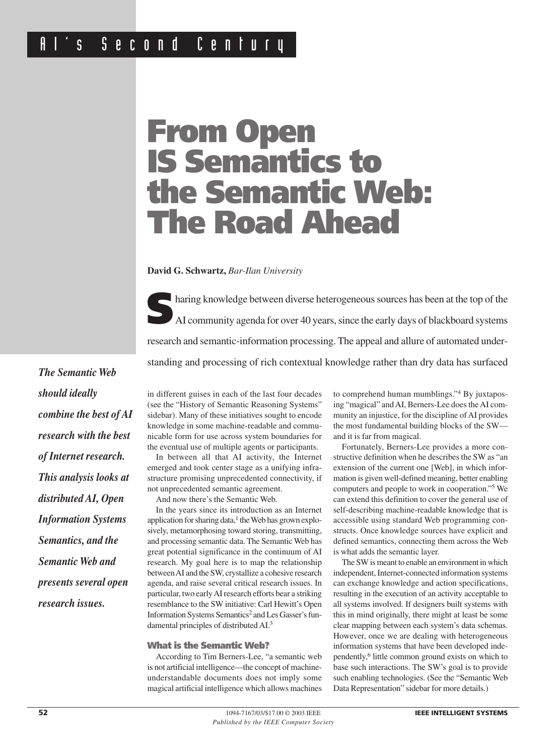AI's Second Century

# From Open IS Semantics to the Semantic Web: The Road Ahead

**David G. Schwartz,** *Bar-Ilan University*

***The Semantic Web should ideally combine the best of AI research with the best of Internet research. This analysis looks at distributed AI, Open Information Systems Semantics, and the Semantic Web and presents several open research issues.***

Sharing knowledge between diverse heterogeneous sources has been at the top of the AI community agenda for over 40 years, since the early days of blackboard systems research and semantic-information processing. The appeal and allure of automated understanding and processing of rich contextual knowledge rather than dry data has surfaced in different guises in each of the last four decades (see the "History of Semantic Reasoning Systems" sidebar). Many of these initiatives sought to encode knowledge in some machine-readable and communicable form for use across system boundaries for the eventual use of multiple agents or participants.

In between all that AI activity, the Internet emerged and took center stage as a unifying infrastructure promising unprecedented connectivity, if not unprecedented semantic agreement.

And now there's the Semantic Web.

In the years since its introduction as an Internet application for sharing data,[1] the Web has grown explosively, metamorphosing toward storing, transmitting, and processing semantic data. The Semantic Web has great potential significance in the continuum of AI research. My goal here is to map the relationship between AI and the SW, crystallize a cohesive research agenda, and raise several critical research issues. In particular, two early AI research efforts bear a striking resemblance to the SW initiative: Carl Hewitt's Open Information Systems Semantics[2] and Les Gasser's fundamental principles of distributed AI.[3]

## What is the Semantic Web?

According to Tim Berners-Lee, "a semantic web is not artificial intelligence—the concept of machine-understandable documents does not imply some magical artificial intelligence which allows machines to comprehend human mumblings."[4] By juxtaposing "magical" and AI, Berners-Lee does the AI community an injustice, for the discipline of AI provides the most fundamental building blocks of the SW—and it is far from magical.

Fortunately, Berners-Lee provides a more constructive definition when he describes the SW as "an extension of the current one [Web], in which information is given well-defined meaning, better enabling computers and people to work in cooperation."[5] We can extend this definition to cover the general use of self-describing machine-readable knowledge that is accessible using standard Web programming constructs. Once knowledge sources have explicit and defined semantics, connecting them across the Web is what adds the semantic layer.

The SW is meant to enable an environment in which independent, Internet-connected information systems can exchange knowledge and action specifications, resulting in the execution of an activity acceptable to all systems involved. If designers built systems with this in mind originally, there might at least be some clear mapping between each system's data schemas. However, once we are dealing with heterogeneous information systems that have been developed independently,[6] little common ground exists on which to base such interactions. The SW's goal is to provide such enabling technologies. (See the "Semantic Web Data Representation" sidebar for more details.)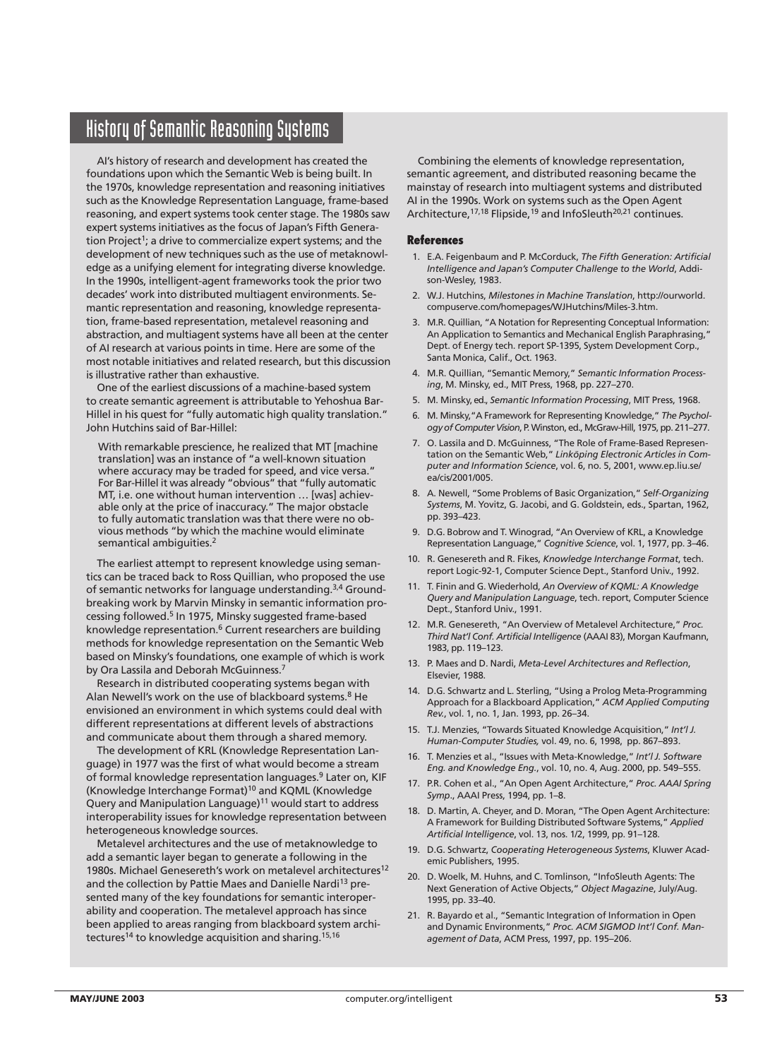## History of Semantic Reasoning Systems

AI's history of research and development has created the foundations upon which the Semantic Web is being built. In the 1970s, knowledge representation and reasoning initiatives such as the Knowledge Representation Language, frame-based reasoning, and expert systems took center stage. The 1980s saw expert systems initiatives as the focus of Japan's Fifth Generation Project[1]; a drive to commercialize expert systems; and the development of new techniques such as the use of metaknowledge as a unifying element for integrating diverse knowledge. In the 1990s, intelligent-agent frameworks took the prior two decades' work into distributed multiagent environments. Semantic representation and reasoning, knowledge representation, frame-based representation, metalevel reasoning and abstraction, and multiagent systems have all been at the center of AI research at various points in time. Here are some of the most notable initiatives and related research, but this discussion is illustrative rather than exhaustive.

One of the earliest discussions of a machine-based system to create semantic agreement is attributable to Yehoshua Bar-Hillel in his quest for "fully automatic high quality translation." John Hutchins said of Bar-Hillel:

> With remarkable prescience, he realized that MT [machine translation] was an instance of "a well-known situation where accuracy may be traded for speed, and vice versa." For Bar-Hillel it was already "obvious" that "fully automatic MT, i.e. one without human intervention … [was] achievable only at the price of inaccuracy." The major obstacle to fully automatic translation was that there were no obvious methods "by which the machine would eliminate semantical ambiguities.[2]

The earliest attempt to represent knowledge using semantics can be traced back to Ross Quillian, who proposed the use of semantic networks for language understanding.[3,4] Groundbreaking work by Marvin Minsky in semantic information processing followed.[5] In 1975, Minsky suggested frame-based knowledge representation.[6] Current researchers are building methods for knowledge representation on the Semantic Web based on Minsky's foundations, one example of which is work by Ora Lassila and Deborah McGuinness.[7]

Research in distributed cooperating systems began with Alan Newell's work on the use of blackboard systems.[8] He envisioned an environment in which systems could deal with different representations at different levels of abstractions and communicate about them through a shared memory.

The development of KRL (Knowledge Representation Language) in 1977 was the first of what would become a stream of formal knowledge representation languages.[9] Later on, KIF (Knowledge Interchange Format)[10] and KQML (Knowledge Query and Manipulation Language)[11] would start to address interoperability issues for knowledge representation between heterogeneous knowledge sources.

Metalevel architectures and the use of metaknowledge to add a semantic layer began to generate a following in the 1980s. Michael Genesereth's work on metalevel architectures[12] and the collection by Pattie Maes and Danielle Nardi[13] presented many of the key foundations for semantic interoperability and cooperation. The metalevel approach has since been applied to areas ranging from blackboard system architectures[14] to knowledge acquisition and sharing.[15,16]

Combining the elements of knowledge representation, semantic agreement, and distributed reasoning became the mainstay of research into multiagent systems and distributed AI in the 1990s. Work on systems such as the Open Agent Architecture,[17,18] Flipside,[19] and InfoSleuth[20,21] continues.

### References

1. E.A. Feigenbaum and P. McCorduck, *The Fifth Generation: Artificial Intelligence and Japan's Computer Challenge to the World*, Addison-Wesley, 1983.
2. W.J. Hutchins, *Milestones in Machine Translation*, http://ourworld.compuserve.com/homepages/WJHutchins/Miles-3.htm.
3. M.R. Quillian, "A Notation for Representing Conceptual Information: An Application to Semantics and Mechanical English Paraphrasing," Dept. of Energy tech. report SP-1395, System Development Corp., Santa Monica, Calif., Oct. 1963.
4. M.R. Quillian, "Semantic Memory," *Semantic Information Processing*, M. Minsky, ed., MIT Press, 1968, pp. 227–270.
5. M. Minsky, ed., *Semantic Information Processing*, MIT Press, 1968.
6. M. Minsky, "A Framework for Representing Knowledge," *The Psychology of Computer Vision*, P. Winston, ed., McGraw-Hill, 1975, pp. 211–277.
7. O. Lassila and D. McGuinness, "The Role of Frame-Based Representation on the Semantic Web," *Linköping Electronic Articles in Computer and Information Science*, vol. 6, no. 5, 2001, www.ep.liu.se/ea/cis/2001/005.
8. A. Newell, "Some Problems of Basic Organization," *Self-Organizing Systems*, M. Yovitz, G. Jacobi, and G. Goldstein, eds., Spartan, 1962, pp. 393–423.
9. D.G. Bobrow and T. Winograd, "An Overview of KRL, a Knowledge Representation Language," *Cognitive Science*, vol. 1, 1977, pp. 3–46.
10. R. Genesereth and R. Fikes, *Knowledge Interchange Format*, tech. report Logic-92-1, Computer Science Dept., Stanford Univ., 1992.
11. T. Finin and G. Wiederhold, *An Overview of KQML: A Knowledge Query and Manipulation Language*, tech. report, Computer Science Dept., Stanford Univ., 1991.
12. M.R. Genesereth, "An Overview of Metalevel Architecture," *Proc. Third Nat'l Conf. Artificial Intelligence* (AAAI 83), Morgan Kaufmann, 1983, pp. 119–123.
13. P. Maes and D. Nardi, *Meta-Level Architectures and Reflection*, Elsevier, 1988.
14. D.G. Schwartz and L. Sterling, "Using a Prolog Meta-Programming Approach for a Blackboard Application," *ACM Applied Computing Rev.*, vol. 1, no. 1, Jan. 1993, pp. 26–34.
15. T.J. Menzies, "Towards Situated Knowledge Acquisition," *Int'l J. Human-Computer Studies,* vol. 49, no. 6, 1998, pp. 867–893.
16. T. Menzies et al., "Issues with Meta-Knowledge," *Int'l J. Software Eng. and Knowledge Eng.*, vol. 10, no. 4, Aug. 2000, pp. 549–555.
17. P.R. Cohen et al., "An Open Agent Architecture," *Proc. AAAI Spring Symp.*, AAAI Press, 1994, pp. 1–8.
18. D. Martin, A. Cheyer, and D. Moran, "The Open Agent Architecture: A Framework for Building Distributed Software Systems," *Applied Artificial Intelligence*, vol. 13, nos. 1/2, 1999, pp. 91–128.
19. D.G. Schwartz, *Cooperating Heterogeneous Systems*, Kluwer Academic Publishers, 1995.
20. D. Woelk, M. Huhns, and C. Tomlinson, "InfoSleuth Agents: The Next Generation of Active Objects," *Object Magazine*, July/Aug. 1995, pp. 33–40.
21. R. Bayardo et al., "Semantic Integration of Information in Open and Dynamic Environments," *Proc. ACM SIGMOD Int'l Conf. Management of Data*, ACM Press, 1997, pp. 195–206.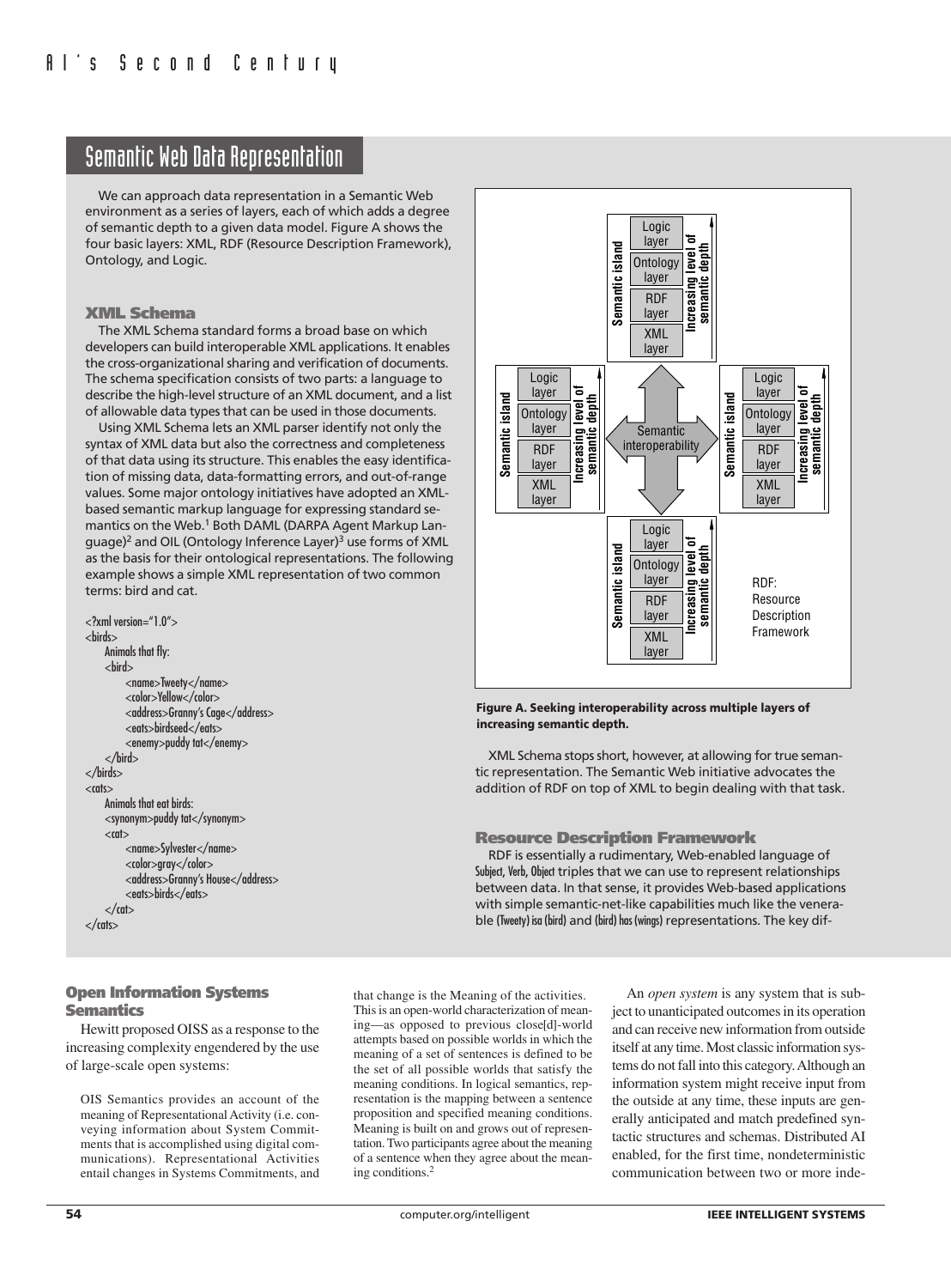## Semantic Web Data Representation

We can approach data representation in a Semantic Web environment as a series of layers, each of which adds a degree of semantic depth to a given data model. Figure A shows the four basic layers: XML, RDF (Resource Description Framework), Ontology, and Logic.

### XML Schema

The XML Schema standard forms a broad base on which developers can build interoperable XML applications. It enables the cross-organizational sharing and verification of documents. The schema specification consists of two parts: a language to describe the high-level structure of an XML document, and a list of allowable data types that can be used in those documents.

Using XML Schema lets an XML parser identify not only the syntax of XML data but also the correctness and completeness of that data using its structure. This enables the easy identification of missing data, data-formatting errors, and out-of-range values. Some major ontology initiatives have adopted an XML-based semantic markup language for expressing standard semantics on the Web.[1] Both DAML (DARPA Agent Markup Language)[2] and OIL (Ontology Inference Layer)[3] use forms of XML as the basis for their ontological representations. The following example shows a simple XML representation of two common terms: bird and cat.

```
<?xml version="1.0">
<birds>
    Animals that fly:
    <bird>
        <name>Tweety</name>
        <color>Yellow</color>
        <address>Granny's Cage</address>
        <eats>birdseed</eats>
        <enemy>puddy tat</enemy>
    </bird>
</birds>
<cats>
    Animals that eat birds:
    <synonym>puddy tat</synonym>
    <cat>
        <name>Sylvester</name>
        <color>gray</color>
        <address>Granny's House</address>
        <eats>birds</eats>
    </cat>
</cats>
```

Semantic island: Logic layer / Ontology layer / RDF layer / XML layer — Increasing level of semantic depth (×4) — Semantic interoperability

RDF: Resource Description Framework

**Figure A. Seeking interoperability across multiple layers of increasing semantic depth.**

XML Schema stops short, however, at allowing for true semantic representation. The Semantic Web initiative advocates the addition of RDF on top of XML to begin dealing with that task.

### Resource Description Framework

RDF is essentially a rudimentary, Web-enabled language of Subject, Verb, Object triples that we can use to represent relationships between data. In that sense, it provides Web-based applications with simple semantic-net-like capabilities much like the venerable (Tweety) isa (bird) and (bird) has (wings) representations. The key dif-

### Open Information Systems Semantics

Hewitt proposed OISS as a response to the increasing complexity engendered by the use of large-scale open systems:

> OIS Semantics provides an account of the meaning of Representational Activity (i.e. conveying information about System Commitments that is accomplished using digital communications). Representational Activities entail changes in Systems Commitments, and that change is the Meaning of the activities. This is an open-world characterization of meaning—as opposed to previous close[d]-world attempts based on possible worlds in which the meaning of a set of sentences is defined to be the set of all possible worlds that satisfy the meaning conditions. In logical semantics, representation is the mapping between a sentence proposition and specified meaning conditions. Meaning is built on and grows out of representation. Two participants agree about the meaning of a sentence when they agree about the meaning conditions.[2]

An *open system* is any system that is subject to unanticipated outcomes in its operation and can receive new information from outside itself at any time. Most classic information systems do not fall into this category. Although an information system might receive input from the outside at any time, these inputs are generally anticipated and match predefined syntactic structures and schemas. Distributed AI enabled, for the first time, nondeterministic communication between two or more inde-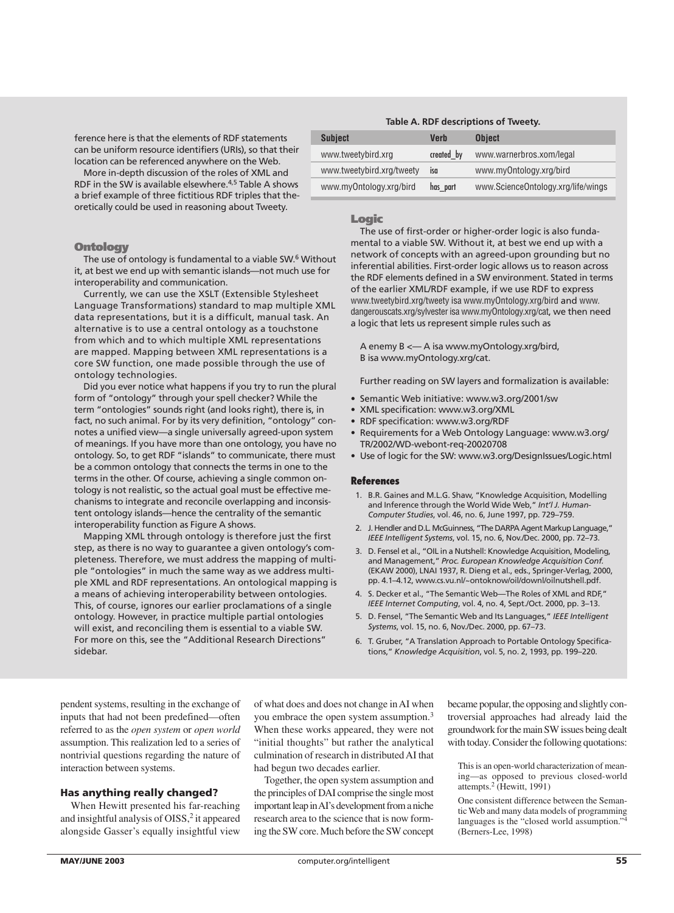ference here is that the elements of RDF statements can be uniform resource identifiers (URIs), so that their location can be referenced anywhere on the Web.

More in-depth discussion of the roles of XML and RDF in the SW is available elsewhere.[4,5] Table A shows a brief example of three fictitious RDF triples that theoretically could be used in reasoning about Tweety.

**Table A. RDF descriptions of Tweety.**

| Subject | Verb | Object |
|---|---|---|
| www.tweetybird.xrg | created_by | www.warnerbros.xom/legal |
| www.tweetybird.xrg/tweety | isa | www.myOntology.xrg/bird |
| www.myOntology.xrg/bird | has_part | www.ScienceOntology.xrg/life/wings |

### Ontology

The use of ontology is fundamental to a viable SW.[6] Without it, at best we end up with semantic islands—not much use for interoperability and communication.

Currently, we can use the XSLT (Extensible Stylesheet Language Transformations) standard to map multiple XML data representations, but it is a difficult, manual task. An alternative is to use a central ontology as a touchstone from which and to which multiple XML representations are mapped. Mapping between XML representations is a core SW function, one made possible through the use of ontology technologies.

Did you ever notice what happens if you try to run the plural form of "ontology" through your spell checker? While the term "ontologies" sounds right (and looks right), there is, in fact, no such animal. For by its very definition, "ontology" connotes a unified view—a single universally agreed-upon system of meanings. If you have more than one ontology, you have no ontology. So, to get RDF "islands" to communicate, there must be a common ontology that connects the terms in one to the terms in the other. Of course, achieving a single common ontology is not realistic, so the actual goal must be effective mechanisms to integrate and reconcile overlapping and inconsistent ontology islands—hence the centrality of the semantic interoperability function as Figure A shows.

Mapping XML through ontology is therefore just the first step, as there is no way to guarantee a given ontology's completeness. Therefore, we must address the mapping of multiple "ontologies" in much the same way as we address multiple XML and RDF representations. An ontological mapping is a means of achieving interoperability between ontologies. This, of course, ignores our earlier proclamations of a single ontology. However, in practice multiple partial ontologies will exist, and reconciling them is essential to a viable SW. For more on this, see the "Additional Research Directions" sidebar.

### Logic

The use of first-order or higher-order logic is also fundamental to a viable SW. Without it, at best we end up with a network of concepts with an agreed-upon grounding but no inferential abilities. First-order logic allows us to reason across the RDF elements defined in a SW environment. Stated in terms of the earlier XML/RDF example, if we use RDF to express www.tweetybird.xrg/tweety isa www.myOntology.xrg/bird and www.dangerouscats.xrg/sylvester isa www.myOntology.xrg/cat, we then need a logic that lets us represent simple rules such as

A enemy B <— A isa www.myOntology.xrg/bird,
B isa www.myOntology.xrg/cat.

Further reading on SW layers and formalization is available:

- Semantic Web initiative: www.w3.org/2001/sw
- XML specification: www.w3.org/XML
- RDF specification: www.w3.org/RDF
- Requirements for a Web Ontology Language: www.w3.org/TR/2002/WD-webont-req-20020708
- Use of logic for the SW: www.w3.org/DesignIssues/Logic.html

### References

1. B.R. Gaines and M.L.G. Shaw, "Knowledge Acquisition, Modelling and Inference through the World Wide Web," *Int'l J. Human-Computer Studies*, vol. 46, no. 6, June 1997, pp. 729–759.
2. J. Hendler and D.L. McGuinness, "The DARPA Agent Markup Language," *IEEE Intelligent Systems*, vol. 15, no. 6, Nov./Dec. 2000, pp. 72–73.
3. D. Fensel et al., "OIL in a Nutshell: Knowledge Acquisition, Modeling, and Management," *Proc. European Knowledge Acquisition Conf.* (EKAW 2000), LNAI 1937, R. Dieng et al., eds., Springer-Verlag, 2000, pp. 4.1–4.12, www.cs.vu.nl/~ontoknow/oil/downl/oilnutshell.pdf.
4. S. Decker et al., "The Semantic Web—The Roles of XML and RDF," *IEEE Internet Computing*, vol. 4, no. 4, Sept./Oct. 2000, pp. 3–13.
5. D. Fensel, "The Semantic Web and Its Languages," *IEEE Intelligent Systems*, vol. 15, no. 6, Nov./Dec. 2000, pp. 67–73.
6. T. Gruber, "A Translation Approach to Portable Ontology Specifications," *Knowledge Acquisition*, vol. 5, no. 2, 1993, pp. 199–220.

---

pendent systems, resulting in the exchange of inputs that had not been predefined—often referred to as the *open system* or *open world* assumption. This realization led to a series of nontrivial questions regarding the nature of interaction between systems.

## Has anything really changed?

When Hewitt presented his far-reaching and insightful analysis of OISS,[2] it appeared alongside Gasser's equally insightful view of what does and does not change in AI when you embrace the open system assumption.[3] When these works appeared, they were not "initial thoughts" but rather the analytical culmination of research in distributed AI that had begun two decades earlier.

Together, the open system assumption and the principles of DAI comprise the single most important leap in AI's development from a niche research area to the science that is now forming the SW core. Much before the SW concept became popular, the opposing and slightly controversial approaches had already laid the groundwork for the main SW issues being dealt with today. Consider the following quotations:

> This is an open-world characterization of meaning—as opposed to previous closed-world attempts.[2] (Hewitt, 1991)

> One consistent difference between the Semantic Web and many data models of programming languages is the "closed world assumption."[4] (Berners-Lee, 1998)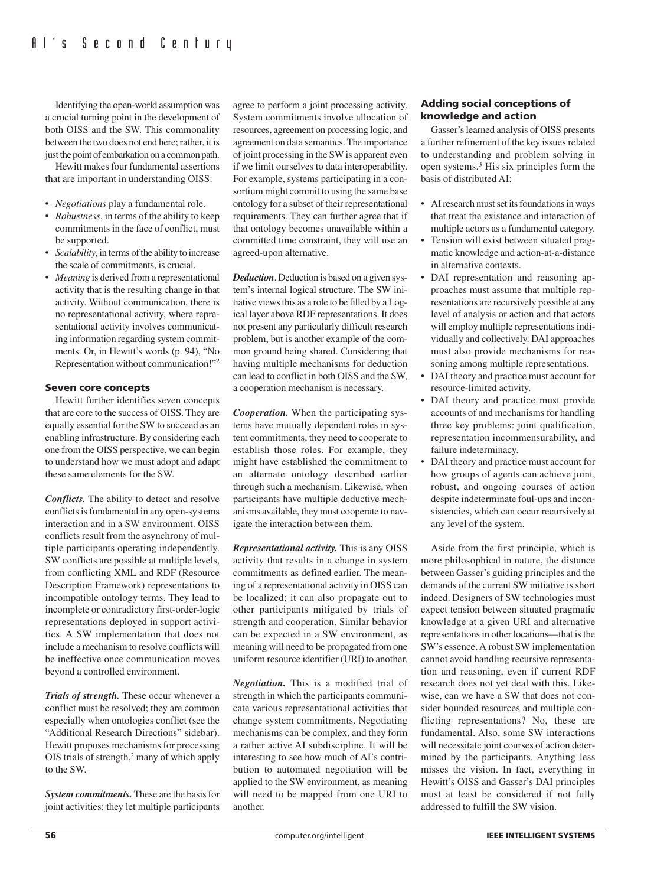Identifying the open-world assumption was a crucial turning point in the development of both OISS and the SW. This commonality between the two does not end here; rather, it is just the point of embarkation on a common path.

Hewitt makes four fundamental assertions that are important in understanding OISS:

- *Negotiations* play a fundamental role.
- *Robustness*, in terms of the ability to keep commitments in the face of conflict, must be supported.
- *Scalability*, in terms of the ability to increase the scale of commitments, is crucial.
- *Meaning* is derived from a representational activity that is the resulting change in that activity. Without communication, there is no representational activity, where representational activity involves communicating information regarding system commitments. Or, in Hewitt's words (p. 94), "No Representation without communication!"[2]

### Seven core concepts

Hewitt further identifies seven concepts that are core to the success of OISS. They are equally essential for the SW to succeed as an enabling infrastructure. By considering each one from the OISS perspective, we can begin to understand how we must adopt and adapt these same elements for the SW.

***Conflicts.*** The ability to detect and resolve conflicts is fundamental in any open-systems interaction and in a SW environment. OISS conflicts result from the asynchrony of multiple participants operating independently. SW conflicts are possible at multiple levels, from conflicting XML and RDF (Resource Description Framework) representations to incompatible ontology terms. They lead to incomplete or contradictory first-order-logic representations deployed in support activities. A SW implementation that does not include a mechanism to resolve conflicts will be ineffective once communication moves beyond a controlled environment.

***Trials of strength.*** These occur whenever a conflict must be resolved; they are common especially when ontologies conflict (see the "Additional Research Directions" sidebar). Hewitt proposes mechanisms for processing OIS trials of strength,[2] many of which apply to the SW.

***System commitments.*** These are the basis for joint activities: they let multiple participants agree to perform a joint processing activity. System commitments involve allocation of resources, agreement on processing logic, and agreement on data semantics. The importance of joint processing in the SW is apparent even if we limit ourselves to data interoperability. For example, systems participating in a consortium might commit to using the same base ontology for a subset of their representational requirements. They can further agree that if that ontology becomes unavailable within a committed time constraint, they will use an agreed-upon alternative.

***Deduction***. Deduction is based on a given system's internal logical structure. The SW initiative views this as a role to be filled by a Logical layer above RDF representations. It does not present any particularly difficult research problem, but is another example of the common ground being shared. Considering that having multiple mechanisms for deduction can lead to conflict in both OISS and the SW, a cooperation mechanism is necessary.

***Cooperation.*** When the participating systems have mutually dependent roles in system commitments, they need to cooperate to establish those roles. For example, they might have established the commitment to an alternate ontology described earlier through such a mechanism. Likewise, when participants have multiple deductive mechanisms available, they must cooperate to navigate the interaction between them.

***Representational activity.*** This is any OISS activity that results in a change in system commitments as defined earlier. The meaning of a representational activity in OISS can be localized; it can also propagate out to other participants mitigated by trials of strength and cooperation. Similar behavior can be expected in a SW environment, as meaning will need to be propagated from one uniform resource identifier (URI) to another.

***Negotiation.*** This is a modified trial of strength in which the participants communicate various representational activities that change system commitments. Negotiating mechanisms can be complex, and they form a rather active AI subdiscipline. It will be interesting to see how much of AI's contribution to automated negotiation will be applied to the SW environment, as meaning will need to be mapped from one URI to another.

### Adding social conceptions of knowledge and action

Gasser's learned analysis of OISS presents a further refinement of the key issues related to understanding and problem solving in open systems.[3] His six principles form the basis of distributed AI:

- AI research must set its foundations in ways that treat the existence and interaction of multiple actors as a fundamental category.
- Tension will exist between situated pragmatic knowledge and action-at-a-distance in alternative contexts.
- DAI representation and reasoning approaches must assume that multiple representations are recursively possible at any level of analysis or action and that actors will employ multiple representations individually and collectively. DAI approaches must also provide mechanisms for reasoning among multiple representations.
- DAI theory and practice must account for resource-limited activity.
- DAI theory and practice must provide accounts of and mechanisms for handling three key problems: joint qualification, representation incommensurability, and failure indeterminacy.
- DAI theory and practice must account for how groups of agents can achieve joint, robust, and ongoing courses of action despite indeterminate foul-ups and inconsistencies, which can occur recursively at any level of the system.

Aside from the first principle, which is more philosophical in nature, the distance between Gasser's guiding principles and the demands of the current SW initiative is short indeed. Designers of SW technologies must expect tension between situated pragmatic knowledge at a given URI and alternative representations in other locations—that is the SW's essence. A robust SW implementation cannot avoid handling recursive representation and reasoning, even if current RDF research does not yet deal with this. Likewise, can we have a SW that does not consider bounded resources and multiple conflicting representations? No, these are fundamental. Also, some SW interactions will necessitate joint courses of action determined by the participants. Anything less misses the vision. In fact, everything in Hewitt's OISS and Gasser's DAI principles must at least be considered if not fully addressed to fulfill the SW vision.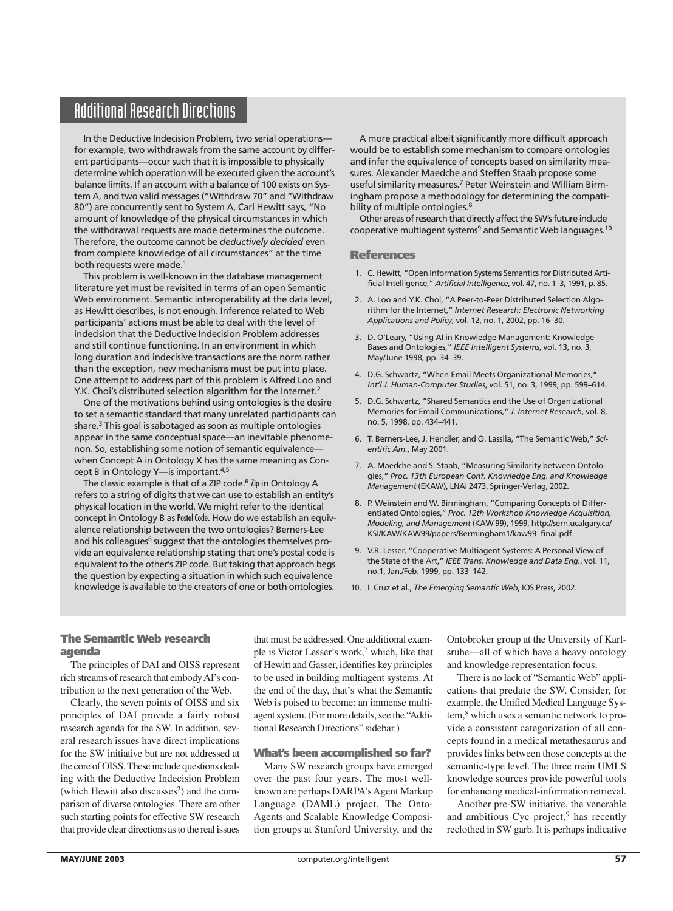## Additional Research Directions

In the Deductive Indecision Problem, two serial operations—for example, two withdrawals from the same account by different participants—occur such that it is impossible to physically determine which operation will be executed given the account's balance limits. If an account with a balance of 100 exists on System A, and two valid messages ("Withdraw 70" and "Withdraw 80") are concurrently sent to System A, Carl Hewitt says, "No amount of knowledge of the physical circumstances in which the withdrawal requests are made determines the outcome. Therefore, the outcome cannot be *deductively decided* even from complete knowledge of all circumstances" at the time both requests were made.[1]

This problem is well-known in the database management literature yet must be revisited in terms of an open Semantic Web environment. Semantic interoperability at the data level, as Hewitt describes, is not enough. Inference related to Web participants' actions must be able to deal with the level of indecision that the Deductive Indecision Problem addresses and still continue functioning. In an environment in which long duration and indecisive transactions are the norm rather than the exception, new mechanisms must be put into place. One attempt to address part of this problem is Alfred Loo and Y.K. Choi's distributed selection algorithm for the Internet.[2]

One of the motivations behind using ontologies is the desire to set a semantic standard that many unrelated participants can share.[3] This goal is sabotaged as soon as multiple ontologies appear in the same conceptual space—an inevitable phenomenon. So, establishing some notion of semantic equivalence—when Concept A in Ontology X has the same meaning as Concept B in Ontology Y—is important.[4,5]

The classic example is that of a ZIP code.[6] Zip in Ontology A refers to a string of digits that we can use to establish an entity's physical location in the world. We might refer to the identical concept in Ontology B as PostalCode. How do we establish an equivalence relationship between the two ontologies? Berners-Lee and his colleagues[6] suggest that the ontologies themselves provide an equivalence relationship stating that one's postal code is equivalent to the other's ZIP code. But taking that approach begs the question by expecting a situation in which such equivalence knowledge is available to the creators of one or both ontologies.

A more practical albeit significantly more difficult approach would be to establish some mechanism to compare ontologies and infer the equivalence of concepts based on similarity measures. Alexander Maedche and Steffen Staab propose some useful similarity measures.[7] Peter Weinstein and William Birmingham propose a methodology for determining the compatibility of multiple ontologies.[8]

Other areas of research that directly affect the SW's future include cooperative multiagent systems[9] and Semantic Web languages.[10]

### References

1. C. Hewitt, "Open Information Systems Semantics for Distributed Artificial Intelligence," *Artificial Intelligence*, vol. 47, no. 1–3, 1991, p. 85.
2. A. Loo and Y.K. Choi, "A Peer-to-Peer Distributed Selection Algorithm for the Internet," *Internet Research: Electronic Networking Applications and Policy*, vol. 12, no. 1, 2002, pp. 16–30.
3. D. O'Leary, "Using AI in Knowledge Management: Knowledge Bases and Ontologies," *IEEE Intelligent Systems*, vol. 13, no. 3, May/June 1998, pp. 34–39.
4. D.G. Schwartz, "When Email Meets Organizational Memories," *Int'l J. Human-Computer Studies*, vol. 51, no. 3, 1999, pp. 599–614.
5. D.G. Schwartz, "Shared Semantics and the Use of Organizational Memories for Email Communications," *J. Internet Research*, vol. 8, no. 5, 1998, pp. 434–441.
6. T. Berners-Lee, J. Hendler, and O. Lassila, "The Semantic Web," *Scientific Am.*, May 2001.
7. A. Maedche and S. Staab, "Measuring Similarity between Ontologies," *Proc. 13th European Conf. Knowledge Eng. and Knowledge Management* (EKAW), LNAI 2473, Springer-Verlag, 2002.
8. P. Weinstein and W. Birmingham, "Comparing Concepts of Differentiated Ontologies," *Proc. 12th Workshop Knowledge Acquisition, Modeling, and Management* (KAW 99), 1999, http://sern.ucalgary.ca/KSI/KAW/KAW99/papers/Bermingham1/kaw99_final.pdf.
9. V.R. Lesser, "Cooperative Multiagent Systems: A Personal View of the State of the Art," *IEEE Trans. Knowledge and Data Eng.*, vol. 11, no.1, Jan./Feb. 1999, pp. 133–142.
10. I. Cruz et al., *The Emerging Semantic Web*, IOS Press, 2002.

## The Semantic Web research agenda

The principles of DAI and OISS represent rich streams of research that embody AI's contribution to the next generation of the Web.

Clearly, the seven points of OISS and six principles of DAI provide a fairly robust research agenda for the SW. In addition, several research issues have direct implications for the SW initiative but are not addressed at the core of OISS. These include questions dealing with the Deductive Indecision Problem (which Hewitt also discusses[2]) and the comparison of diverse ontologies. There are other such starting points for effective SW research that provide clear directions as to the real issues that must be addressed. One additional example is Victor Lesser's work,[7] which, like that of Hewitt and Gasser, identifies key principles to be used in building multiagent systems. At the end of the day, that's what the Semantic Web is poised to become: an immense multiagent system. (For more details, see the "Additional Research Directions" sidebar.)

## What's been accomplished so far?

Many SW research groups have emerged over the past four years. The most well-known are perhaps DARPA's Agent Markup Language (DAML) project, The Onto-Agents and Scalable Knowledge Composition groups at Stanford University, and the Ontobroker group at the University of Karlsruhe—all of which have a heavy ontology and knowledge representation focus.

There is no lack of "Semantic Web" applications that predate the SW. Consider, for example, the Unified Medical Language System,[8] which uses a semantic network to provide a consistent categorization of all concepts found in a medical metathesaurus and provides links between those concepts at the semantic-type level. The three main UMLS knowledge sources provide powerful tools for enhancing medical-information retrieval.

Another pre-SW initiative, the venerable and ambitious Cyc project,[9] has recently reclothed in SW garb. It is perhaps indicative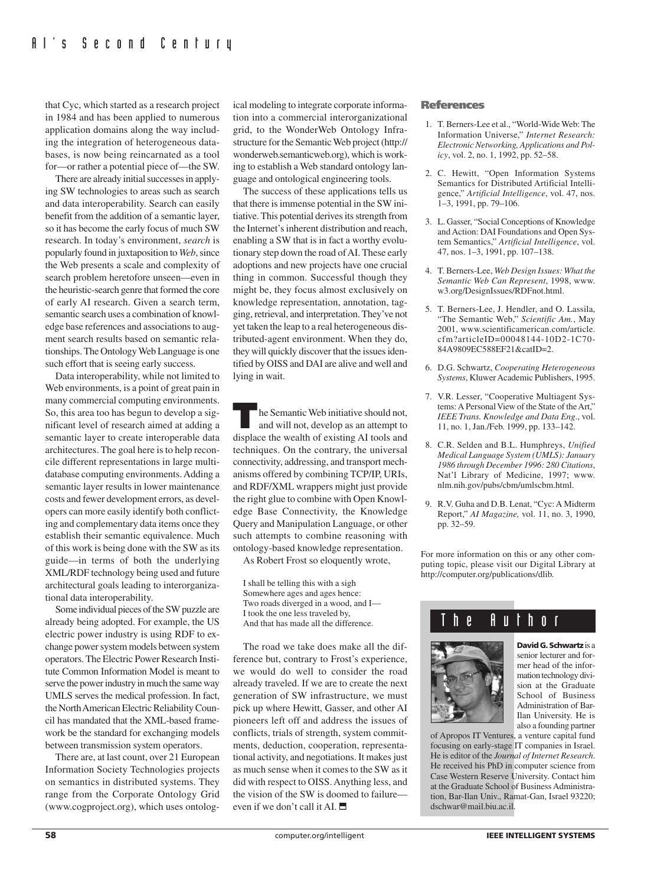that Cyc, which started as a research project in 1984 and has been applied to numerous application domains along the way including the integration of heterogeneous databases, is now being reincarnated as a tool for—or rather a potential piece of—the SW.

There are already initial successes in applying SW technologies to areas such as search and data interoperability. Search can easily benefit from the addition of a semantic layer, so it has become the early focus of much SW research. In today's environment, *search* is popularly found in juxtaposition to *Web*, since the Web presents a scale and complexity of search problem heretofore unseen—even in the heuristic-search genre that formed the core of early AI research. Given a search term, semantic search uses a combination of knowledge base references and associations to augment search results based on semantic relationships. The Ontology Web Language is one such effort that is seeing early success.

Data interoperability, while not limited to Web environments, is a point of great pain in many commercial computing environments. So, this area too has begun to develop a significant level of research aimed at adding a semantic layer to create interoperable data architectures. The goal here is to help reconcile different representations in large multidatabase computing environments. Adding a semantic layer results in lower maintenance costs and fewer development errors, as developers can more easily identify both conflicting and complementary data items once they establish their semantic equivalence. Much of this work is being done with the SW as its guide—in terms of both the underlying XML/RDF technology being used and future architectural goals leading to interorganizational data interoperability.

Some individual pieces of the SW puzzle are already being adopted. For example, the US electric power industry is using RDF to exchange power system models between system operators. The Electric Power Research Institute Common Information Model is meant to serve the power industry in much the same way UMLS serves the medical profession. In fact, the North American Electric Reliability Council has mandated that the XML-based framework be the standard for exchanging models between transmission system operators.

There are, at last count, over 21 European Information Society Technologies projects on semantics in distributed systems. They range from the Corporate Ontology Grid (www.cogproject.org), which uses ontological modeling to integrate corporate information into a commercial interorganizational grid, to the WonderWeb Ontology Infrastructure for the Semantic Web project (http://wonderweb.semanticweb.org), which is working to establish a Web standard ontology language and ontological engineering tools.

The success of these applications tells us that there is immense potential in the SW initiative. This potential derives its strength from the Internet's inherent distribution and reach, enabling a SW that is in fact a worthy evolutionary step down the road of AI. These early adoptions and new projects have one crucial thing in common. Successful though they might be, they focus almost exclusively on knowledge representation, annotation, tagging, retrieval, and interpretation. They've not yet taken the leap to a real heterogeneous distributed-agent environment. When they do, they will quickly discover that the issues identified by OISS and DAI are alive and well and lying in wait.

The Semantic Web initiative should not, and will not, develop as an attempt to displace the wealth of existing AI tools and techniques. On the contrary, the universal connectivity, addressing, and transport mechanisms offered by combining TCP/IP, URIs, and RDF/XML wrappers might just provide the right glue to combine with Open Knowledge Base Connectivity, the Knowledge Query and Manipulation Language, or other such attempts to combine reasoning with ontology-based knowledge representation.

As Robert Frost so eloquently wrote,

> I shall be telling this with a sigh
> Somewhere ages and ages hence:
> Two roads diverged in a wood, and I—
> I took the one less traveled by,
> And that has made all the difference.

The road we take does make all the difference but, contrary to Frost's experience, we would do well to consider the road already traveled. If we are to create the next generation of SW infrastructure, we must pick up where Hewitt, Gasser, and other AI pioneers left off and address the issues of conflicts, trials of strength, system commitments, deduction, cooperation, representational activity, and negotiations. It makes just as much sense when it comes to the SW as it did with respect to OISS. Anything less, and the vision of the SW is doomed to failure—even if we don't call it AI.

## References

1. T. Berners-Lee et al., "World-Wide Web: The Information Universe," *Internet Research: Electronic Networking, Applications and Policy*, vol. 2, no. 1, 1992, pp. 52–58.
2. C. Hewitt, "Open Information Systems Semantics for Distributed Artificial Intelligence," *Artificial Intelligence*, vol. 47, nos. 1–3, 1991, pp. 79–106.
3. L. Gasser, "Social Conceptions of Knowledge and Action: DAI Foundations and Open System Semantics," *Artificial Intelligence*, vol. 47, nos. 1–3, 1991, pp. 107–138.
4. T. Berners-Lee, *Web Design Issues: What the Semantic Web Can Represent*, 1998, www.w3.org/DesignIssues/RDFnot.html.
5. T. Berners-Lee, J. Hendler, and O. Lassila, "The Semantic Web," *Scientific Am.*, May 2001, www.scientificamerican.com/article.cfm?articleID=00048144-10D2-1C70-84A9809EC588EF21&catID=2.
6. D.G. Schwartz, *Cooperating Heterogeneous Systems*, Kluwer Academic Publishers, 1995.
7. V.R. Lesser, "Cooperative Multiagent Systems: A Personal View of the State of the Art," *IEEE Trans. Knowledge and Data Eng.*, vol. 11, no. 1, Jan./Feb. 1999, pp. 133–142.
8. C.R. Selden and B.L. Humphreys, *Unified Medical Language System (UMLS): January 1986 through December 1996: 280 Citations*, Nat'l Library of Medicine, 1997; www.nlm.nih.gov/pubs/cbm/umlscbm.html.
9. R.V. Guha and D.B. Lenat, "Cyc: A Midterm Report," *AI Magazine,* vol. 11, no. 3, 1990, pp. 32–59.

For more information on this or any other computing topic, please visit our Digital Library at http://computer.org/publications/dlib.

## The Author

**David G. Schwartz** is a senior lecturer and former head of the information technology division at the Graduate School of Business Administration of Bar-Ilan University. He is also a founding partner of Apropos IT Ventures, a venture capital fund focusing on early-stage IT companies in Israel. He is editor of the *Journal of Internet Research.* He received his PhD in computer science from Case Western Reserve University. Contact him at the Graduate School of Business Administration, Bar-Ilan Univ., Ramat-Gan, Israel 93220; dschwar@mail.biu.ac.il.